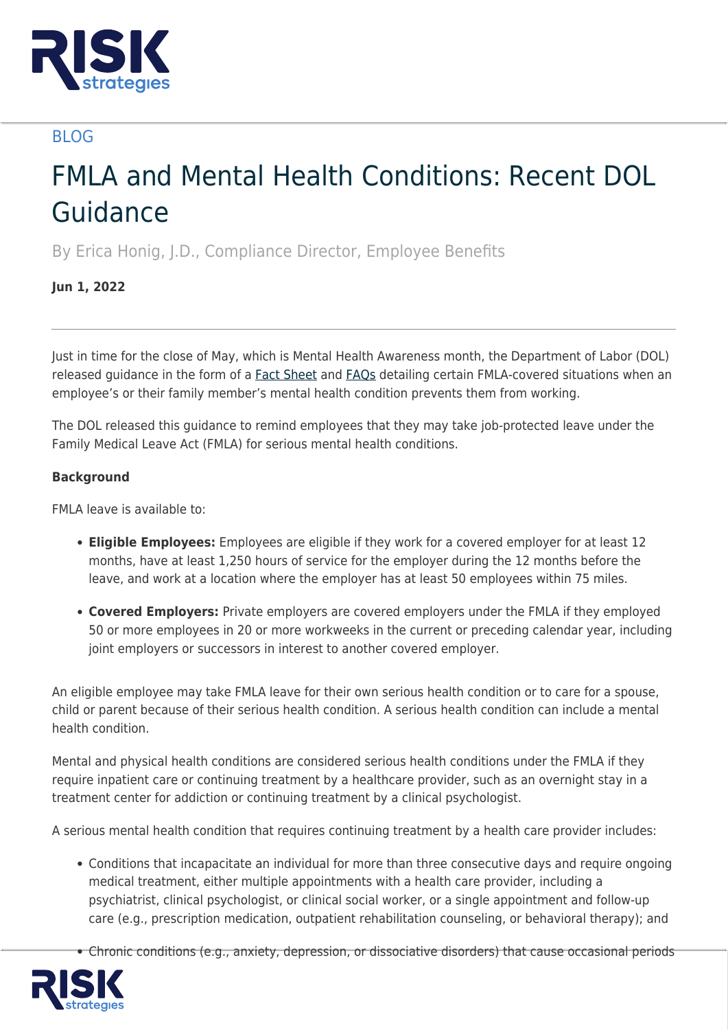BLOG

# FMLA and Mental Health Conditions: Recent DOL Guidance

By Erica Honig, J.D., Compliance Director, Employee Benefits

**Jun 1, 2022**

---

Just in time for the close of May, which is Mental Health Awareness month, the Department of Labor (DOL) released guidance in the form of a Fact Sheet and FAQs detailing certain FMLA-covered situations when an employee's or their family member's mental health condition prevents them from working.

The DOL released this guidance to remind employees that they may take job-protected leave under the Family Medical Leave Act (FMLA) for serious mental health conditions.

**Background**

FMLA leave is available to:

- **Eligible Employees:** Employees are eligible if they work for a covered employer for at least 12 months, have at least 1,250 hours of service for the employer during the 12 months before the leave, and work at a location where the employer has at least 50 employees within 75 miles.
- **Covered Employers:** Private employers are covered employers under the FMLA if they employed 50 or more employees in 20 or more workweeks in the current or preceding calendar year, including joint employers or successors in interest to another covered employer.

An eligible employee may take FMLA leave for their own serious health condition or to care for a spouse, child or parent because of their serious health condition. A serious health condition can include a mental health condition.

Mental and physical health conditions are considered serious health conditions under the FMLA if they require inpatient care or continuing treatment by a healthcare provider, such as an overnight stay in a treatment center for addiction or continuing treatment by a clinical psychologist.

A serious mental health condition that requires continuing treatment by a health care provider includes:

- Conditions that incapacitate an individual for more than three consecutive days and require ongoing medical treatment, either multiple appointments with a health care provider, including a psychiatrist, clinical psychologist, or clinical social worker, or a single appointment and follow-up care (e.g., prescription medication, outpatient rehabilitation counseling, or behavioral therapy); and
- Chronic conditions (e.g., anxiety, depression, or dissociative disorders) that cause occasional periods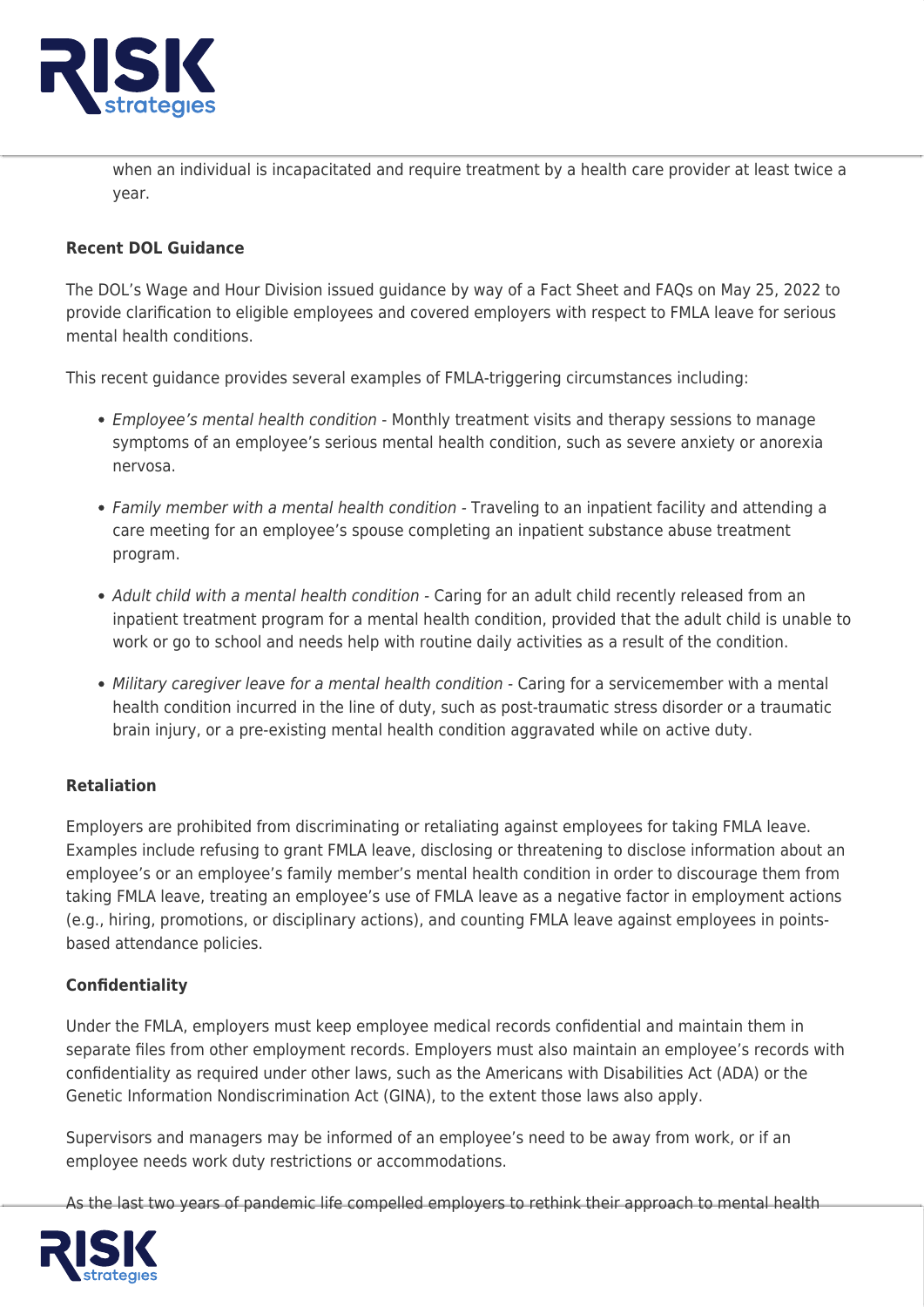when an individual is incapacitated and require treatment by a health care provider at least twice a year.

**Recent DOL Guidance**

The DOL's Wage and Hour Division issued guidance by way of a Fact Sheet and FAQs on May 25, 2022 to provide clarification to eligible employees and covered employers with respect to FMLA leave for serious mental health conditions.

This recent guidance provides several examples of FMLA-triggering circumstances including:

- *Employee's mental health condition* - Monthly treatment visits and therapy sessions to manage symptoms of an employee's serious mental health condition, such as severe anxiety or anorexia nervosa.
- *Family member with a mental health condition* - Traveling to an inpatient facility and attending a care meeting for an employee's spouse completing an inpatient substance abuse treatment program.
- *Adult child with a mental health condition* - Caring for an adult child recently released from an inpatient treatment program for a mental health condition, provided that the adult child is unable to work or go to school and needs help with routine daily activities as a result of the condition.
- *Military caregiver leave for a mental health condition* - Caring for a servicemember with a mental health condition incurred in the line of duty, such as post-traumatic stress disorder or a traumatic brain injury, or a pre-existing mental health condition aggravated while on active duty.

**Retaliation**

Employers are prohibited from discriminating or retaliating against employees for taking FMLA leave. Examples include refusing to grant FMLA leave, disclosing or threatening to disclose information about an employee's or an employee's family member's mental health condition in order to discourage them from taking FMLA leave, treating an employee's use of FMLA leave as a negative factor in employment actions (e.g., hiring, promotions, or disciplinary actions), and counting FMLA leave against employees in points-based attendance policies.

**Confidentiality**

Under the FMLA, employers must keep employee medical records confidential and maintain them in separate files from other employment records. Employers must also maintain an employee's records with confidentiality as required under other laws, such as the Americans with Disabilities Act (ADA) or the Genetic Information Nondiscrimination Act (GINA), to the extent those laws also apply.

Supervisors and managers may be informed of an employee's need to be away from work, or if an employee needs work duty restrictions or accommodations.

As the last two years of pandemic life compelled employers to rethink their approach to mental health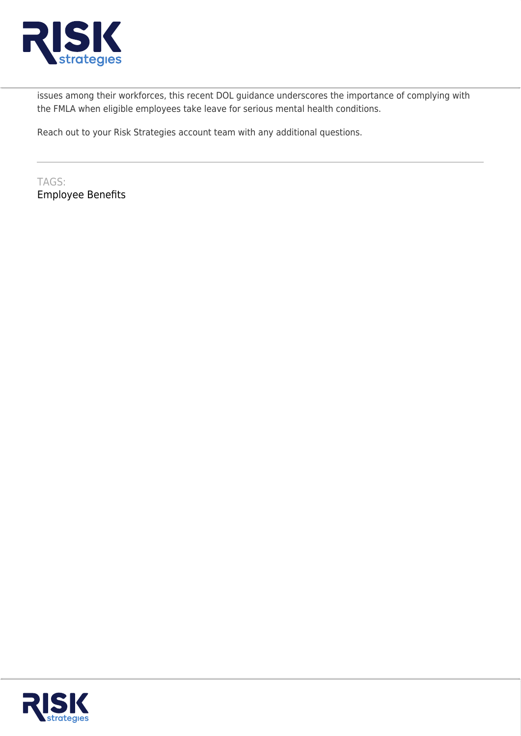issues among their workforces, this recent DOL guidance underscores the importance of complying with the FMLA when eligible employees take leave for serious mental health conditions.

Reach out to your Risk Strategies account team with any additional questions.

---

TAGS:
Employee Benefits